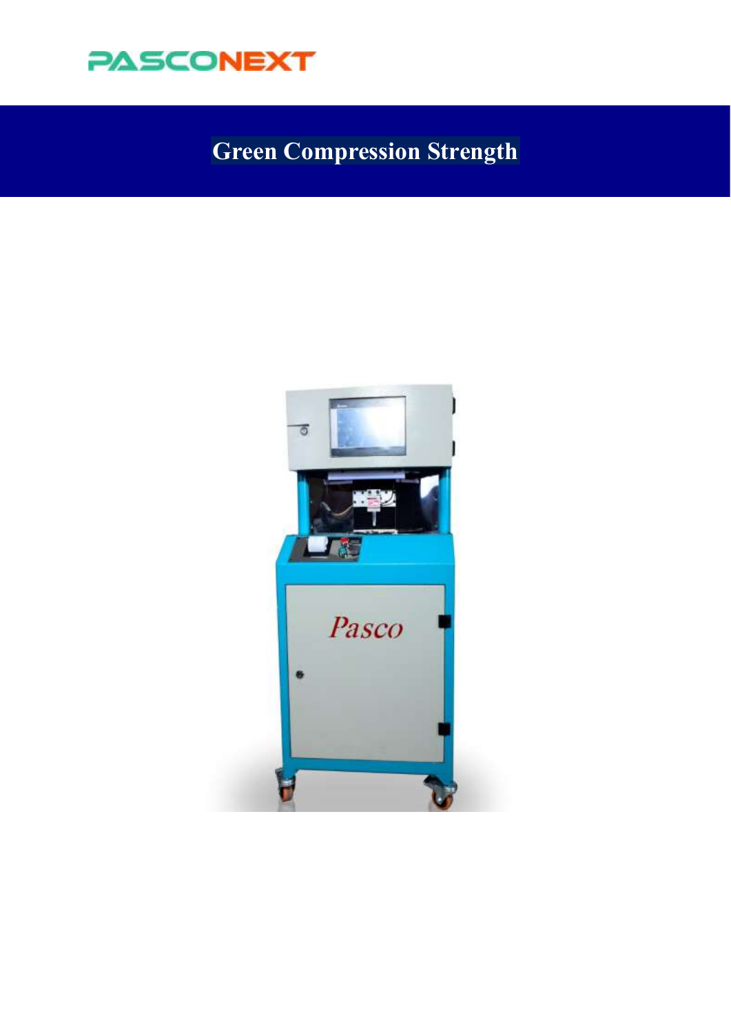PASCONEXT

# Green Compression Strength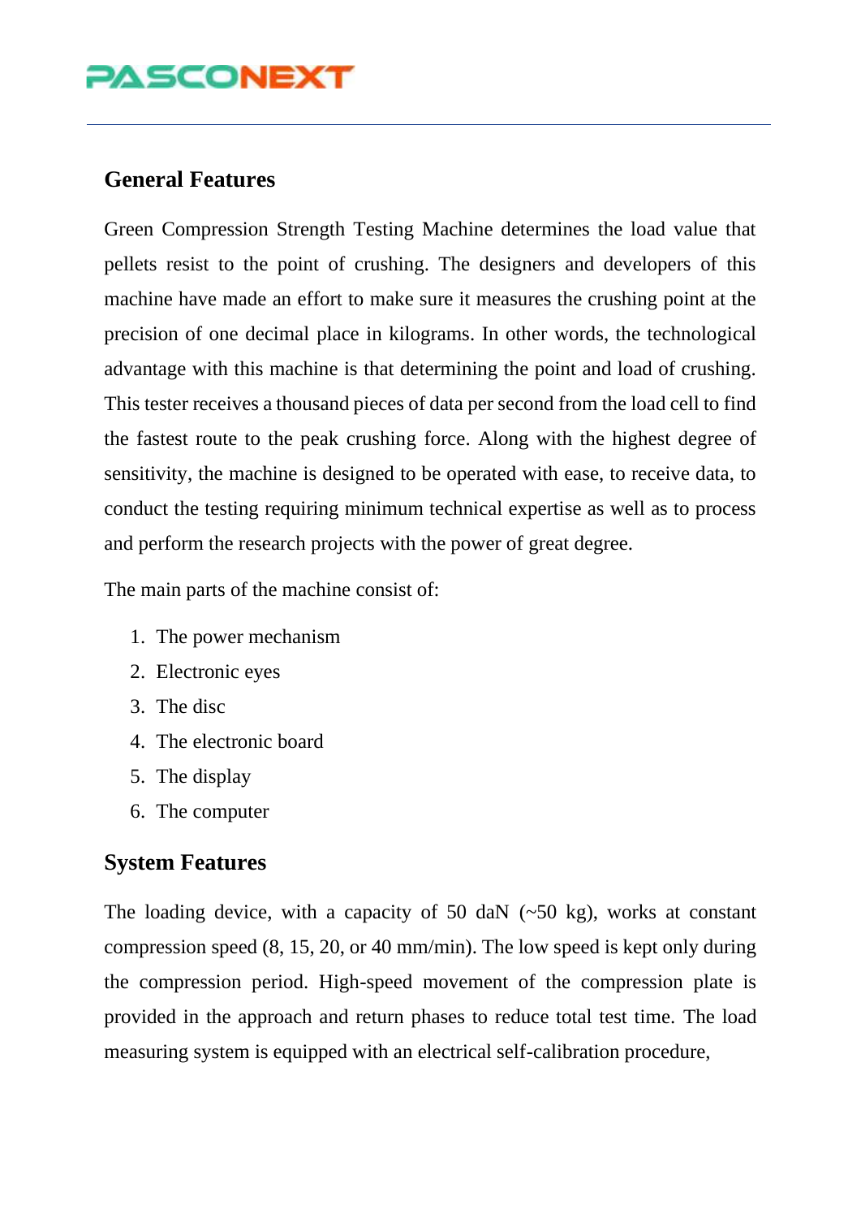## General Features

Green Compression Strength Testing Machine determines the load value that pellets resist to the point of crushing. The designers and developers of this machine have made an effort to make sure it measures the crushing point at the precision of one decimal place in kilograms. In other words, the technological advantage with this machine is that determining the point and load of crushing. This tester receives a thousand pieces of data per second from the load cell to find the fastest route to the peak crushing force. Along with the highest degree of sensitivity, the machine is designed to be operated with ease, to receive data, to conduct the testing requiring minimum technical expertise as well as to process and perform the research projects with the power of great degree.

The main parts of the machine consist of:

1. The power mechanism
2. Electronic eyes
3. The disc
4. The electronic board
5. The display
6. The computer

## System Features

The loading device, with a capacity of 50 daN (~50 kg), works at constant compression speed (8, 15, 20, or 40 mm/min). The low speed is kept only during the compression period. High-speed movement of the compression plate is provided in the approach and return phases to reduce total test time. The load measuring system is equipped with an electrical self-calibration procedure,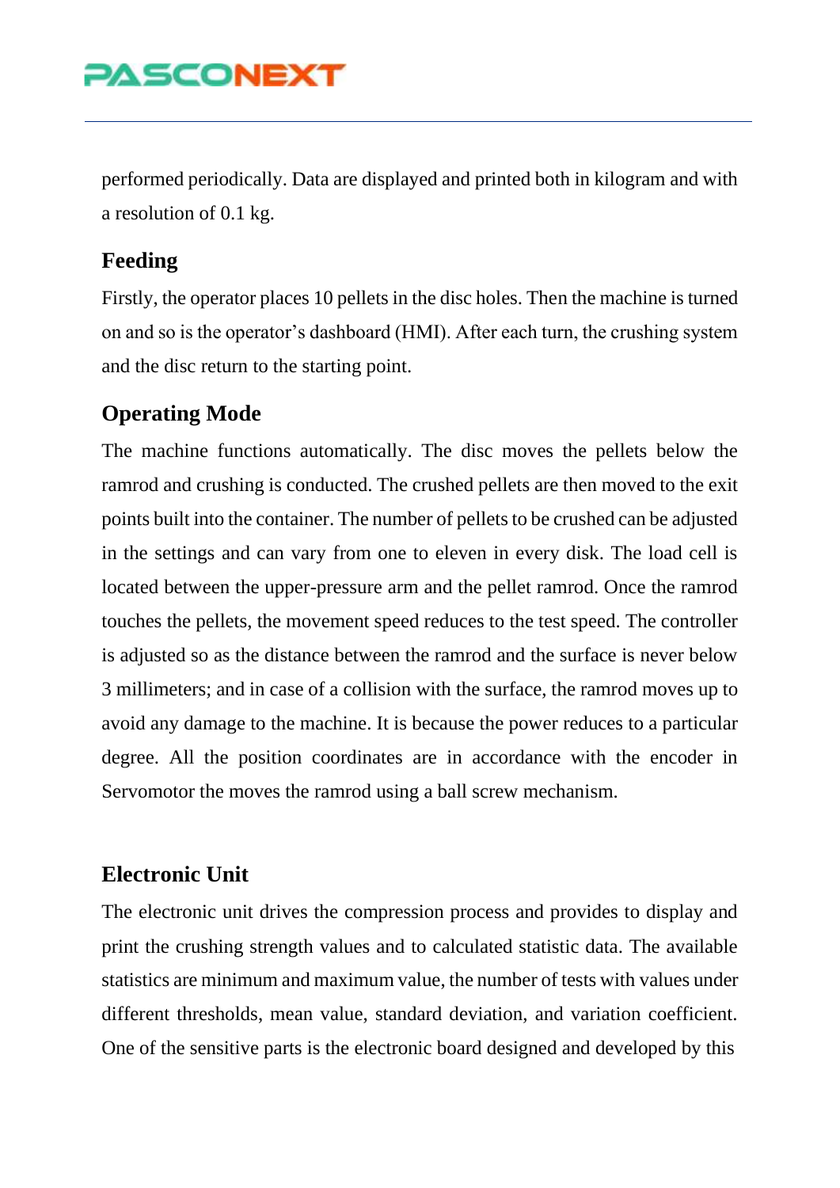performed periodically. Data are displayed and printed both in kilogram and with a resolution of 0.1 kg.

## Feeding

Firstly, the operator places 10 pellets in the disc holes. Then the machine is turned on and so is the operator's dashboard (HMI). After each turn, the crushing system and the disc return to the starting point.

## Operating Mode

The machine functions automatically. The disc moves the pellets below the ramrod and crushing is conducted. The crushed pellets are then moved to the exit points built into the container. The number of pellets to be crushed can be adjusted in the settings and can vary from one to eleven in every disk. The load cell is located between the upper-pressure arm and the pellet ramrod. Once the ramrod touches the pellets, the movement speed reduces to the test speed. The controller is adjusted so as the distance between the ramrod and the surface is never below 3 millimeters; and in case of a collision with the surface, the ramrod moves up to avoid any damage to the machine. It is because the power reduces to a particular degree. All the position coordinates are in accordance with the encoder in Servomotor the moves the ramrod using a ball screw mechanism.

## Electronic Unit

The electronic unit drives the compression process and provides to display and print the crushing strength values and to calculated statistic data. The available statistics are minimum and maximum value, the number of tests with values under different thresholds, mean value, standard deviation, and variation coefficient. One of the sensitive parts is the electronic board designed and developed by this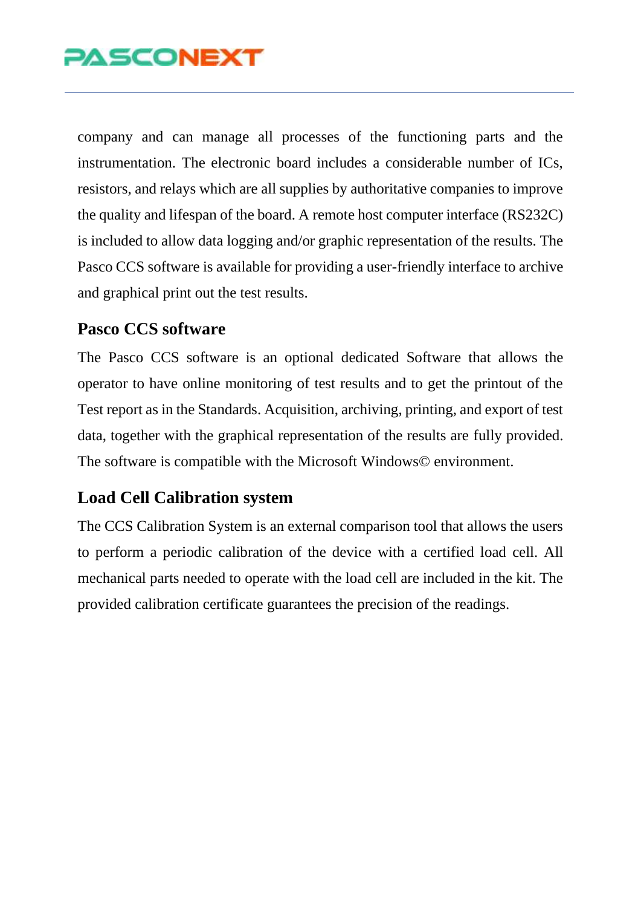company and can manage all processes of the functioning parts and the instrumentation. The electronic board includes a considerable number of ICs, resistors, and relays which are all supplies by authoritative companies to improve the quality and lifespan of the board. A remote host computer interface (RS232C) is included to allow data logging and/or graphic representation of the results. The Pasco CCS software is available for providing a user-friendly interface to archive and graphical print out the test results.

### Pasco CCS software

The Pasco CCS software is an optional dedicated Software that allows the operator to have online monitoring of test results and to get the printout of the Test report as in the Standards. Acquisition, archiving, printing, and export of test data, together with the graphical representation of the results are fully provided. The software is compatible with the Microsoft Windows© environment.

### Load Cell Calibration system

The CCS Calibration System is an external comparison tool that allows the users to perform a periodic calibration of the device with a certified load cell. All mechanical parts needed to operate with the load cell are included in the kit. The provided calibration certificate guarantees the precision of the readings.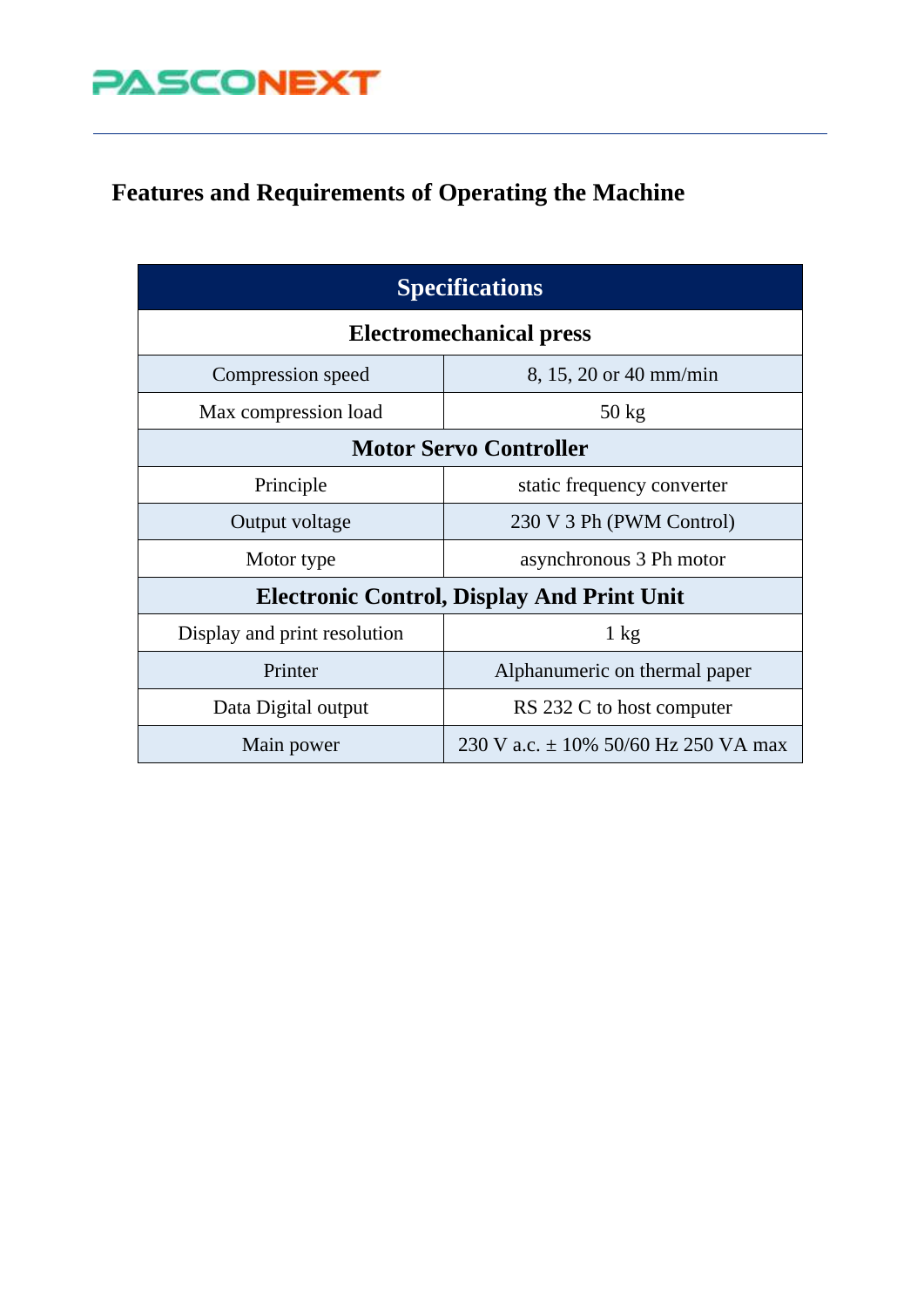# PASCONEXT

## Features and Requirements of Operating the Machine

| Specifications | |
|---|---|
| **Electromechanical press** | |
| Compression speed | 8, 15, 20 or 40 mm/min |
| Max compression load | 50 kg |
| **Motor Servo Controller** | |
| Principle | static frequency converter |
| Output voltage | 230 V 3 Ph (PWM Control) |
| Motor type | asynchronous 3 Ph motor |
| **Electronic Control, Display And Print Unit** | |
| Display and print resolution | 1 kg |
| Printer | Alphanumeric on thermal paper |
| Data Digital output | RS 232 C to host computer |
| Main power | 230 V a.c. ± 10% 50/60 Hz 250 VA max |